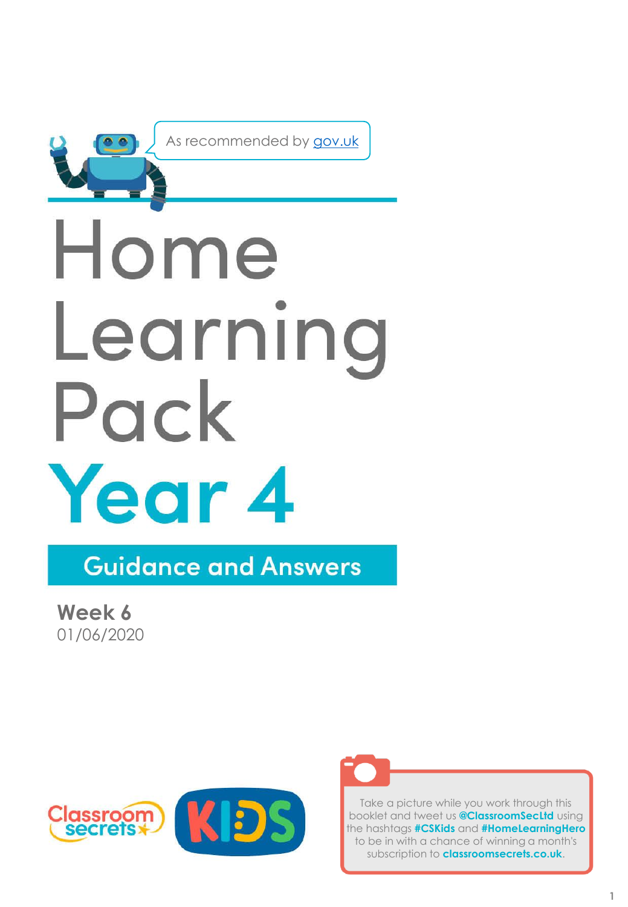As recommended by gov.uk

# Home Learning Pack

# Year 4

## Guidance and Answers

**Week 6**
01/06/2020

Take a picture while you work through this booklet and tweet us **@ClassroomSecLtd** using the hashtags **#CSKids** and **#HomeLearningHero** to be in with a chance of winning a month's subscription to **classroomsecrets.co.uk**.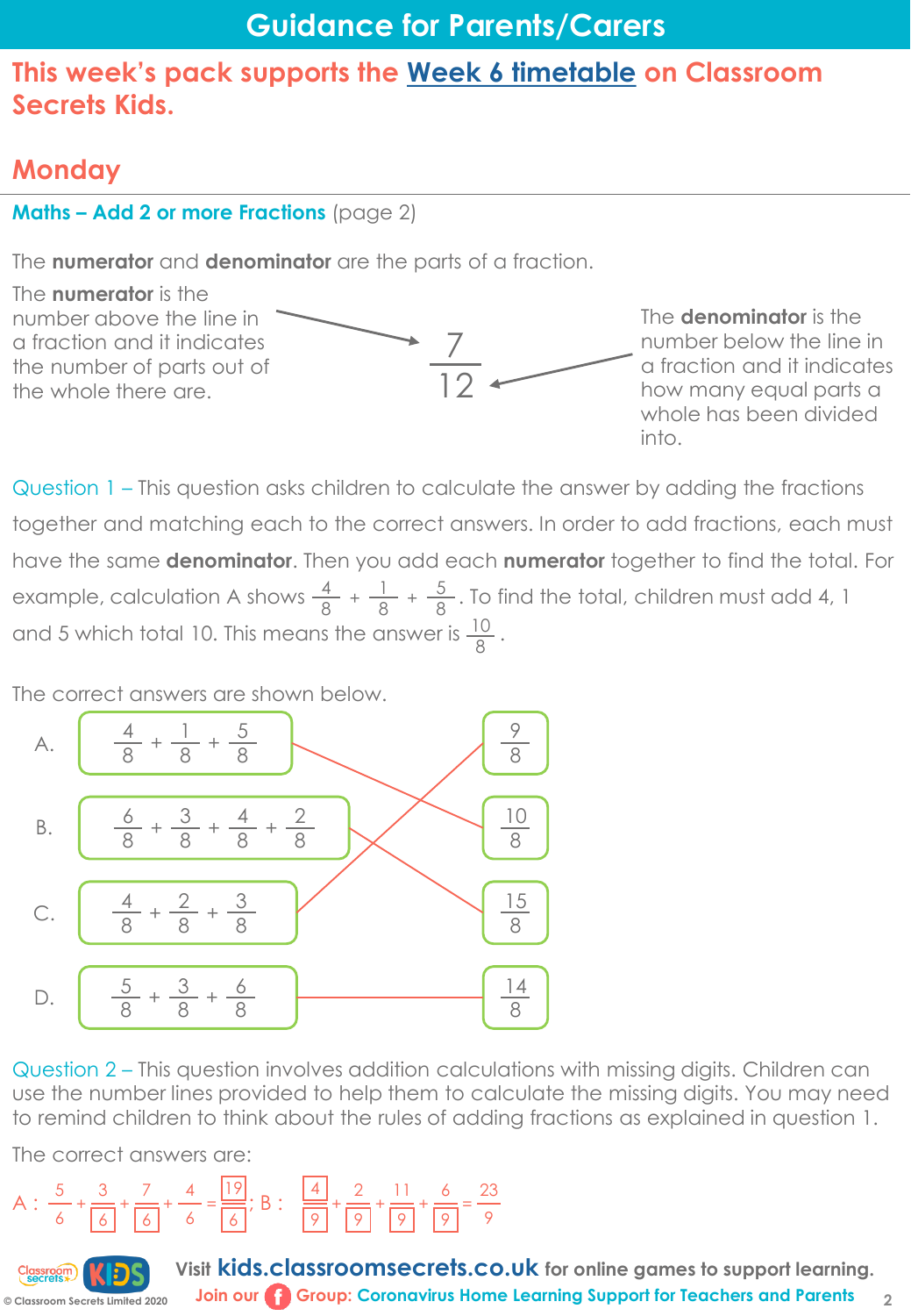# Guidance for Parents/Carers

## This week's pack supports the Week 6 timetable on Classroom Secrets Kids.

## Monday

**Maths – Add 2 or more Fractions** (page 2)

The **numerator** and **denominator** are the parts of a fraction.

The **numerator** is the number above the line in a fraction and it indicates the number of parts out of the whole there are.

$$\frac{7}{12}$$

The **denominator** is the number below the line in a fraction and it indicates how many equal parts a whole has been divided into.

Question 1 – This question asks children to calculate the answer by adding the fractions together and matching each to the correct answers. In order to add fractions, each must have the same **denominator**. Then you add each **numerator** together to find the total. For example, calculation A shows $\frac{4}{8} + \frac{1}{8} + \frac{5}{8}$. To find the total, children must add 4, 1 and 5 which total 10. This means the answer is $\frac{10}{8}$.

The correct answers are shown below.

A. $\frac{4}{8} + \frac{1}{8} + \frac{5}{8}$ → $\frac{10}{8}$

B. $\frac{6}{8} + \frac{3}{8} + \frac{4}{8} + \frac{2}{8}$ → $\frac{15}{8}$

C. $\frac{4}{8} + \frac{2}{8} + \frac{3}{8}$ → $\frac{9}{8}$

D. $\frac{5}{8} + \frac{3}{8} + \frac{6}{8}$ → $\frac{14}{8}$

Question 2 – This question involves addition calculations with missing digits. Children can use the number lines provided to help them to calculate the missing digits. You may need to remind children to think about the rules of adding fractions as explained in question 1.

The correct answers are:

A : $\frac{5}{6} + \frac{3}{\boxed{6}} + \frac{7}{\boxed{6}} + \frac{4}{6} = \frac{\boxed{19}}{\boxed{6}}$; B : $\frac{\boxed{4}}{\boxed{9}} + \frac{2}{\boxed{9}} + \frac{11}{\boxed{9}} + \frac{6}{\boxed{9}} = \frac{23}{9}$

Visit **kids.classroomsecrets.co.uk** for online games to support learning.

Join our Group: Coronavirus Home Learning Support for Teachers and Parents

© Classroom Secrets Limited 2020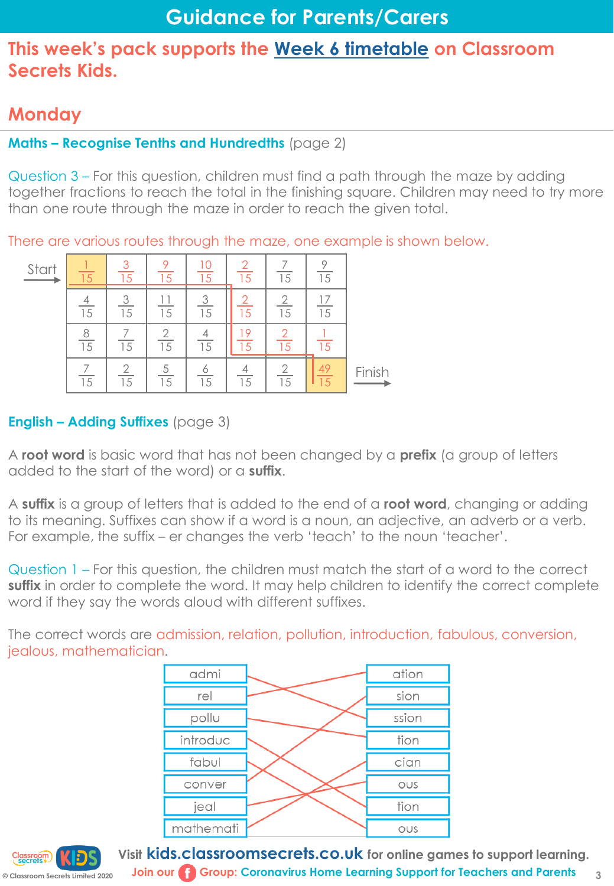# Guidance for Parents/Carers

## This week's pack supports the Week 6 timetable on Classroom Secrets Kids.

## Monday

### Maths – Recognise Tenths and Hundredths (page 2)

Question 3 – For this question, children must find a path through the maze by adding together fractions to reach the total in the finishing square. Children may need to try more than one route through the maze in order to reach the given total.

There are various routes through the maze, one example is shown below.

Start →

| | | | | | | |
|---|---|---|---|---|---|---|
| $\frac{1}{15}$ | $\frac{3}{15}$ | $\frac{9}{15}$ | $\frac{10}{15}$ | $\frac{2}{15}$ | $\frac{7}{15}$ | $\frac{9}{15}$ |
| $\frac{4}{15}$ | $\frac{3}{15}$ | $\frac{11}{15}$ | $\frac{3}{15}$ | $\frac{2}{15}$ | $\frac{2}{15}$ | $\frac{17}{15}$ |
| $\frac{8}{15}$ | $\frac{7}{15}$ | $\frac{2}{15}$ | $\frac{4}{15}$ | $\frac{19}{15}$ | $\frac{2}{15}$ | $\frac{1}{15}$ |
| $\frac{7}{15}$ | $\frac{2}{15}$ | $\frac{5}{15}$ | $\frac{6}{15}$ | $\frac{4}{15}$ | $\frac{2}{15}$ | $\frac{49}{15}$ |

Finish →

### English – Adding Suffixes (page 3)

A **root word** is basic word that has not been changed by a **prefix** (a group of letters added to the start of the word) or a **suffix**.

A **suffix** is a group of letters that is added to the end of a **root word**, changing or adding to its meaning. Suffixes can show if a word is a noun, an adjective, an adverb or a verb. For example, the suffix – er changes the verb 'teach' to the noun 'teacher'.

Question 1 – For this question, the children must match the start of a word to the correct **suffix** in order to complete the word. It may help children to identify the correct complete word if they say the words aloud with different suffixes.

The correct words are admission, relation, pollution, introduction, fabulous, conversion, jealous, mathematician.

| Word start | Suffix |
|---|---|
| admi | ation |
| rel | sion |
| pollu | ssion |
| introduc | tion |
| fabul | cian |
| conver | ous |
| jeal | tion |
| mathemati | ous |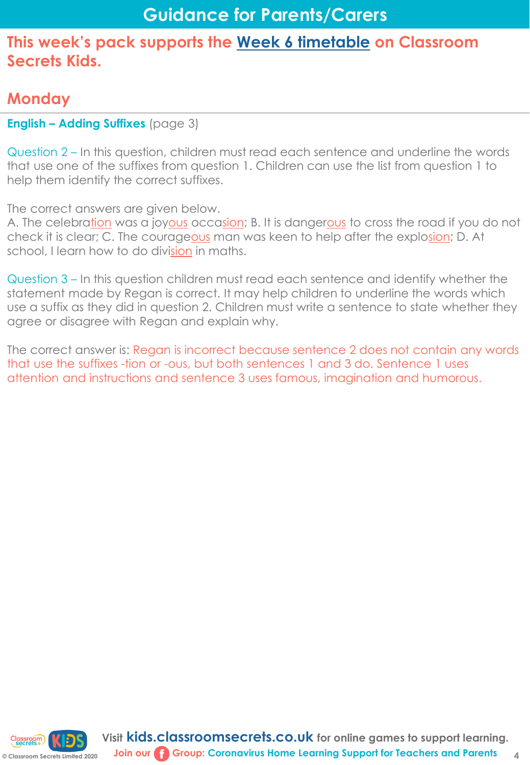# Guidance for Parents/Carers

## This week's pack supports the Week 6 timetable on Classroom Secrets Kids.

## Monday

**English – Adding Suffixes** (page 3)

Question 2 – In this question, children must read each sentence and underline the words that use one of the suffixes from question 1. Children can use the list from question 1 to help them identify the correct suffixes.

The correct answers are given below.
A. The celebra<u>tion</u> was a joy<u>ous</u> occa<u>sion</u>; B. It is danger<u>ous</u> to cross the road if you do not check it is clear; C. The courage<u>ous</u> man was keen to help after the explo<u>sion</u>; D. At school, I learn how to do divi<u>sion</u> in maths.

Question 3 – In this question children must read each sentence and identify whether the statement made by Regan is correct. It may help children to underline the words which use a suffix as they did in question 2. Children must write a sentence to state whether they agree or disagree with Regan and explain why.

The correct answer is: Regan is incorrect because sentence 2 does not contain any words that use the suffixes -tion or -ous, but both sentences 1 and 3 do. Sentence 1 uses attention and instructions and sentence 3 uses famous, imagination and humorous.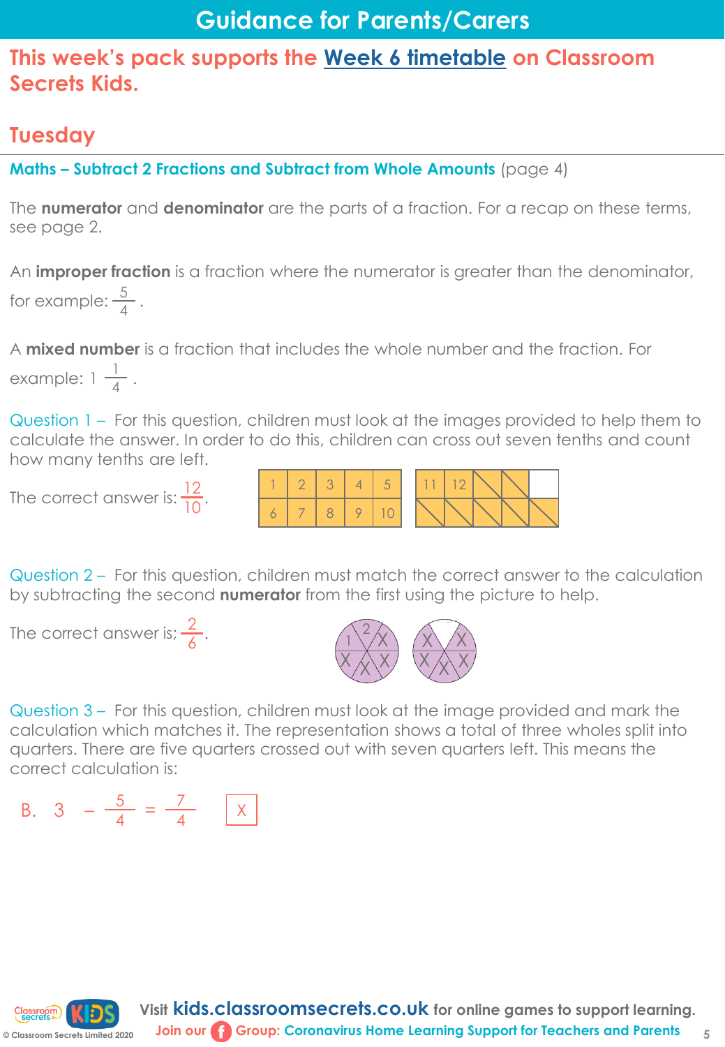# Guidance for Parents/Carers

## This week's pack supports the Week 6 timetable on Classroom Secrets Kids.

## Tuesday

**Maths – Subtract 2 Fractions and Subtract from Whole Amounts** (page 4)

The **numerator** and **denominator** are the parts of a fraction. For a recap on these terms, see page 2.

An **improper fraction** is a fraction where the numerator is greater than the denominator, for example: $\frac{5}{4}$.

A **mixed number** is a fraction that includes the whole number and the fraction. For example: $1\frac{1}{4}$.

Question 1 – For this question, children must look at the images provided to help them to calculate the answer. In order to do this, children can cross out seven tenths and count how many tenths are left.

The correct answer is: $\frac{12}{10}$.

| 1 | 2 | 3 | 4 | 5 |
|---|---|---|---|---|
| 6 | 7 | 8 | 9 | 10 |

| 11 | 12 | | | |
|---|---|---|---|---|
| | | | | |

Question 2 – For this question, children must match the correct answer to the calculation by subtracting the second **numerator** from the first using the picture to help.

The correct answer is; $\frac{2}{6}$.

Question 3 – For this question, children must look at the image provided and mark the calculation which matches it. The representation shows a total of three wholes split into quarters. There are five quarters crossed out with seven quarters left. This means the correct calculation is:

B. $3 - \frac{5}{4} = \frac{7}{4}$ X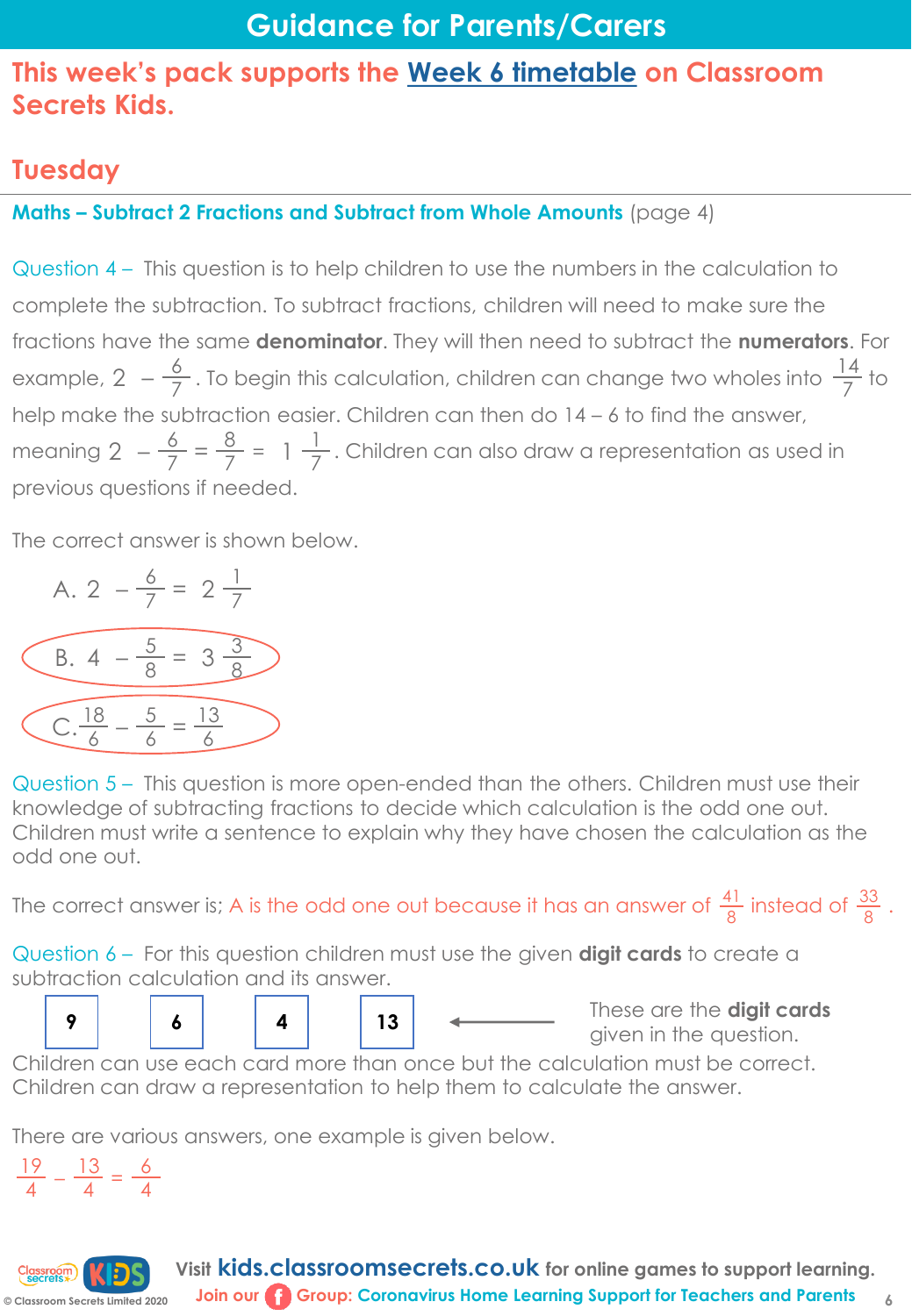# Guidance for Parents/Carers

## This week's pack supports the Week 6 timetable on Classroom Secrets Kids.

## Tuesday

**Maths – Subtract 2 Fractions and Subtract from Whole Amounts** (page 4)

Question 4 – This question is to help children to use the numbers in the calculation to complete the subtraction. To subtract fractions, children will need to make sure the fractions have the same **denominator**. They will then need to subtract the **numerators**. For example, $2 - \frac{6}{7}$. To begin this calculation, children can change two wholes into $\frac{14}{7}$ to help make the subtraction easier. Children can then do 14 – 6 to find the answer, meaning $2 - \frac{6}{7} = \frac{8}{7} = 1\frac{1}{7}$. Children can also draw a representation as used in previous questions if needed.

The correct answer is shown below.

A. $2 - \frac{6}{7} = 2\frac{1}{7}$

B. $4 - \frac{5}{8} = 3\frac{3}{8}$ (circled)

C. $\frac{18}{6} - \frac{5}{6} = \frac{13}{6}$ (circled)

Question 5 – This question is more open-ended than the others. Children must use their knowledge of subtracting fractions to decide which calculation is the odd one out. Children must write a sentence to explain why they have chosen the calculation as the odd one out.

The correct answer is; A is the odd one out because it has an answer of $\frac{41}{8}$ instead of $\frac{33}{8}$.

Question 6 – For this question children must use the given **digit cards** to create a subtraction calculation and its answer.

| 9 | 6 | 4 | 13 |
|---|---|---|---|

These are the **digit cards** given in the question.

Children can use each card more than once but the calculation must be correct. Children can draw a representation to help them to calculate the answer.

There are various answers, one example is given below.

$\frac{19}{4} - \frac{13}{4} = \frac{6}{4}$

Visit **kids.classroomsecrets.co.uk** for online games to support learning.

Join our Group: Coronavirus Home Learning Support for Teachers and Parents

© Classroom Secrets Limited 2020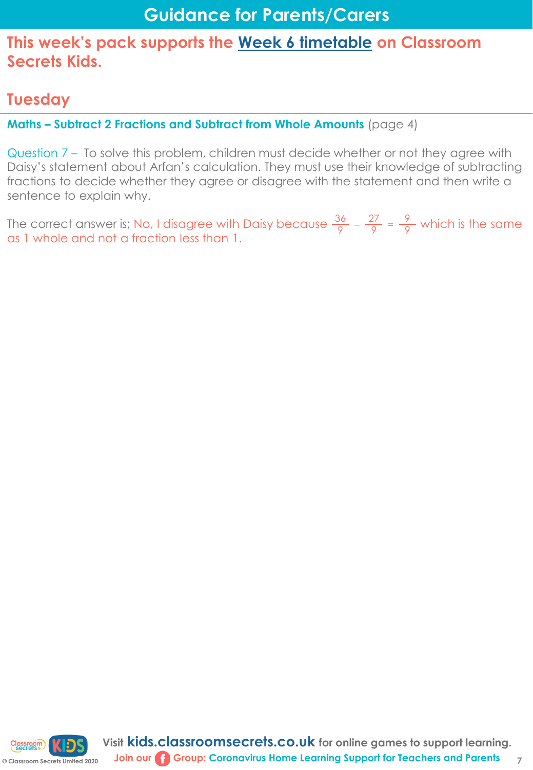# Guidance for Parents/Carers

## This week's pack supports the Week 6 timetable on Classroom Secrets Kids.

## Tuesday

**Maths – Subtract 2 Fractions and Subtract from Whole Amounts** (page 4)

Question 7 – To solve this problem, children must decide whether or not they agree with Daisy's statement about Arfan's calculation. They must use their knowledge of subtracting fractions to decide whether they agree or disagree with the statement and then write a sentence to explain why.

The correct answer is; No, I disagree with Daisy because $\frac{36}{9} - \frac{27}{9} = \frac{9}{9}$ which is the same as 1 whole and not a fraction less than 1.

Visit **kids.classroomsecrets.co.uk** for online games to support learning.

Join our Group: Coronavirus Home Learning Support for Teachers and Parents

© Classroom Secrets Limited 2020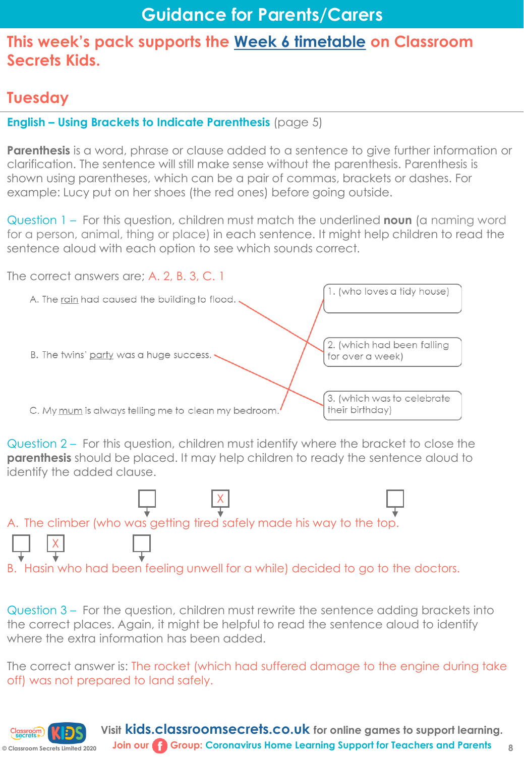# Guidance for Parents/Carers

## This week's pack supports the Week 6 timetable on Classroom Secrets Kids.

## Tuesday

**English – Using Brackets to Indicate Parenthesis** (page 5)

**Parenthesis** is a word, phrase or clause added to a sentence to give further information or clarification. The sentence will still make sense without the parenthesis. Parenthesis is shown using parentheses, which can be a pair of commas, brackets or dashes. For example: Lucy put on her shoes (the red ones) before going outside.

Question 1 – For this question, children must match the underlined **noun** (a naming word for a person, animal, thing or place) in each sentence. It might help children to read the sentence aloud with each option to see which sounds correct.

The correct answers are; A. 2, B. 3, C. 1

A. The rain had caused the building to flood.

B. The twins' party was a huge success.

C. My mum is always telling me to clean my bedroom.

1. (who loves a tidy house)
2. (which had been falling for over a week)
3. (which was to celebrate their birthday)

Question 2 – For this question, children must identify where the bracket to close the **parenthesis** should be placed. It may help children to ready the sentence aloud to identify the added clause.

A. The climber (who was [ ] getting tired [X] safely made his way to the top. [ ]

B. [ ] Hasin [X] who had been [ ] feeling unwell for a while) decided to go to the doctors.

Question 3 – For the question, children must rewrite the sentence adding brackets into the correct places. Again, it might be helpful to read the sentence aloud to identify where the extra information has been added.

The correct answer is: The rocket (which had suffered damage to the engine during take off) was not prepared to land safely.

Visit **kids.classroomsecrets.co.uk** for online games to support learning.
Join our Group: Coronavirus Home Learning Support for Teachers and Parents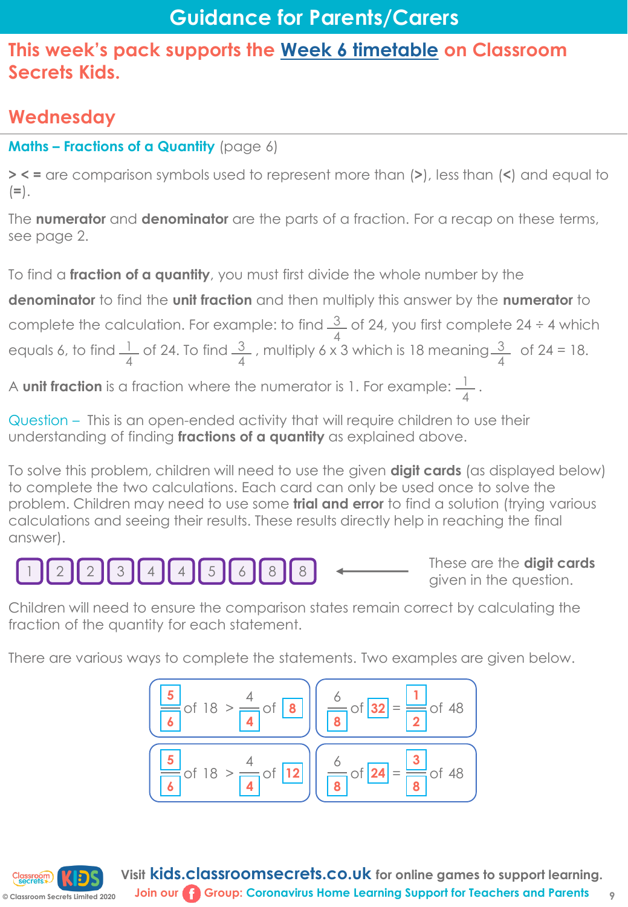# Guidance for Parents/Carers

## This week's pack supports the Week 6 timetable on Classroom Secrets Kids.

## Wednesday

**Maths – Fractions of a Quantity** (page 6)

**> < =** are comparison symbols used to represent more than (**>**), less than (**<**) and equal to (**=**).

The **numerator** and **denominator** are the parts of a fraction. For a recap on these terms, see page 2.

To find a **fraction of a quantity**, you must first divide the whole number by the **denominator** to find the **unit fraction** and then multiply this answer by the **numerator** to complete the calculation. For example: to find $\frac{3}{4}$ of 24, you first complete 24 ÷ 4 which equals 6, to find $\frac{1}{4}$ of 24. To find $\frac{3}{4}$, multiply 6 x 3 which is 18 meaning $\frac{3}{4}$ of 24 = 18.

A **unit fraction** is a fraction where the numerator is 1. For example: $\frac{1}{4}$.

Question – This is an open-ended activity that will require children to use their understanding of finding **fractions of a quantity** as explained above.

To solve this problem, children will need to use the given **digit cards** (as displayed below) to complete the two calculations. Each card can only be used once to solve the problem. Children may need to use some **trial and error** to find a solution (trying various calculations and seeing their results. These results directly help in reaching the final answer).

1 2 2 3 4 4 5 6 8 8 ← These are the **digit cards** given in the question.

Children will need to ensure the comparison states remain correct by calculating the fraction of the quantity for each statement.

There are various ways to complete the statements. Two examples are given below.

$\frac{5}{6}$ of 18 > $\frac{4}{4}$ of 8 | $\frac{6}{8}$ of 32 = $\frac{1}{2}$ of 48

$\frac{5}{6}$ of 18 > $\frac{4}{4}$ of 12 | $\frac{6}{8}$ of 24 = $\frac{3}{8}$ of 48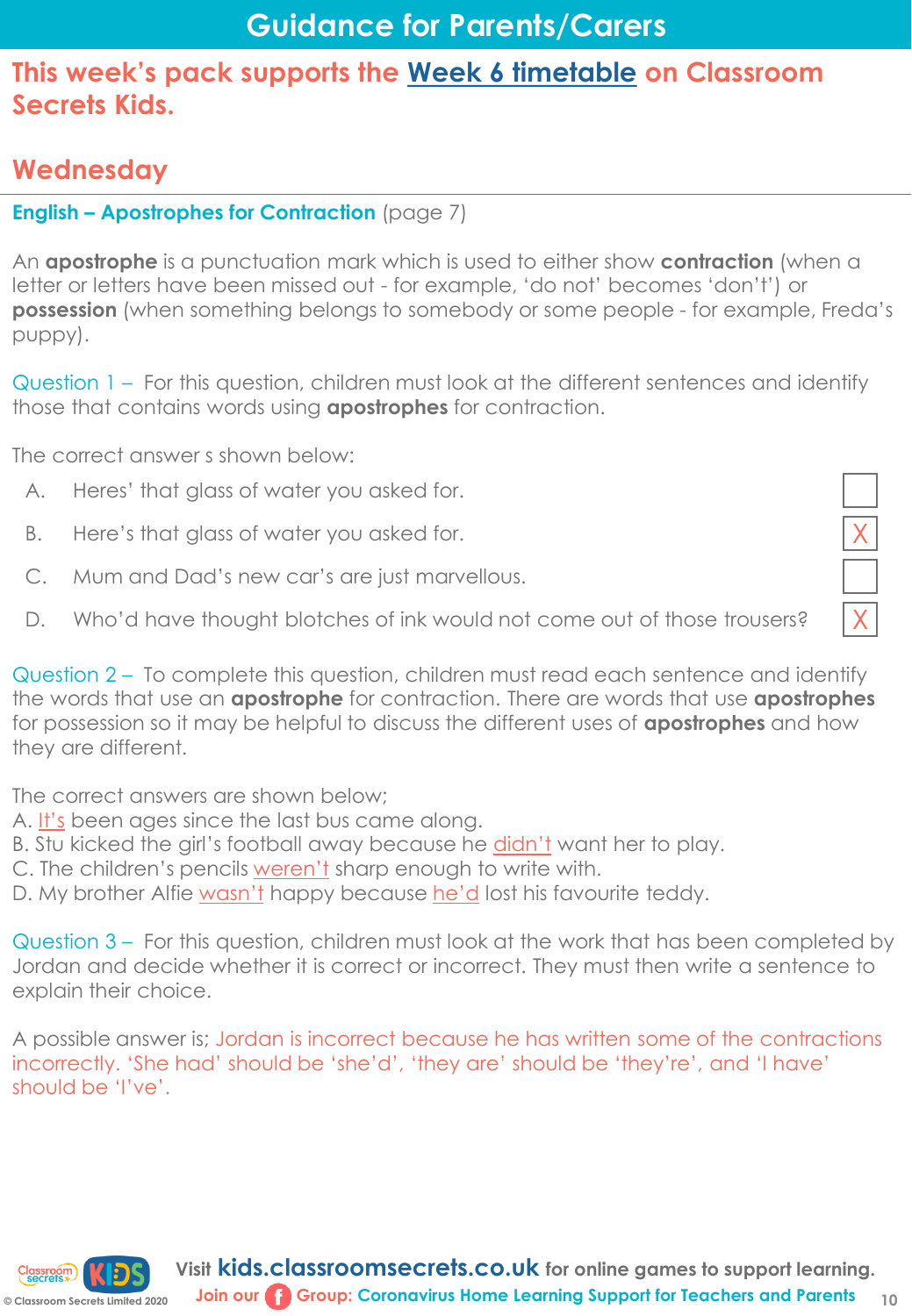# Guidance for Parents/Carers

## This week's pack supports the [Week 6 timetable]() on Classroom Secrets Kids.

## Wednesday

**English – Apostrophes for Contraction** (page 7)

An **apostrophe** is a punctuation mark which is used to either show **contraction** (when a letter or letters have been missed out - for example, 'do not' becomes 'don't') or **possession** (when something belongs to somebody or some people - for example, Freda's puppy).

Question 1 – For this question, children must look at the different sentences and identify those that contains words using **apostrophes** for contraction.

The correct answer s shown below:

| | | |
|---|---|---|
| A. | Heres' that glass of water you asked for. | |
| B. | Here's that glass of water you asked for. | X |
| C. | Mum and Dad's new car's are just marvellous. | |
| D. | Who'd have thought blotches of ink would not come out of those trousers? | X |

Question 2 – To complete this question, children must read each sentence and identify the words that use an **apostrophe** for contraction. There are words that use **apostrophes** for possession so it may be helpful to discuss the different uses of **apostrophes** and how they are different.

The correct answers are shown below;
A. <u>It's</u> been ages since the last bus came along.
B. Stu kicked the girl's football away because he <u>didn't</u> want her to play.
C. The children's pencils <u>weren't</u> sharp enough to write with.
D. My brother Alfie <u>wasn't</u> happy because <u>he'd</u> lost his favourite teddy.

Question 3 – For this question, children must look at the work that has been completed by Jordan and decide whether it is correct or incorrect. They must then write a sentence to explain their choice.

A possible answer is; Jordan is incorrect because he has written some of the contractions incorrectly. 'She had' should be 'she'd', 'they are' should be 'they're', and 'I have' should be 'I've'.

Visit **kids.classroomsecrets.co.uk** for online games to support learning.
Join our Group: Coronavirus Home Learning Support for Teachers and Parents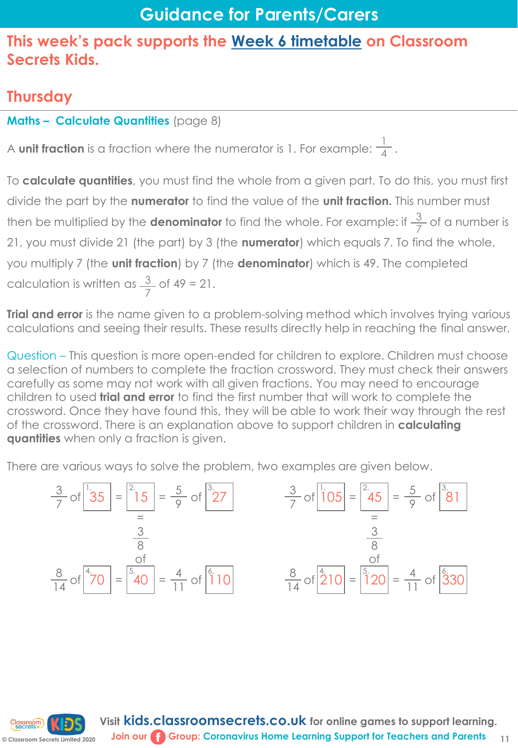# Guidance for Parents/Carers

## This week's pack supports the Week 6 timetable on Classroom Secrets Kids.

## Thursday

**Maths – Calculate Quantities** (page 8)

A **unit fraction** is a fraction where the numerator is 1. For example: $\frac{1}{4}$.

To **calculate quantities**, you must find the whole from a given part. To do this, you must first divide the part by the **numerator** to find the value of the **unit fraction.** This number must then be multiplied by the **denominator** to find the whole. For example: if $\frac{3}{7}$ of a number is 21, you must divide 21 (the part) by 3 (the **numerator**) which equals 7. To find the whole, you multiply 7 (the **unit fraction**) by 7 (the **denominator**) which is 49. The completed calculation is written as $\frac{3}{7}$ of 49 = 21.

**Trial and error** is the name given to a problem-solving method which involves trying various calculations and seeing their results. These results directly help in reaching the final answer.

Question – This question is more open-ended for children to explore. Children must choose a selection of numbers to complete the fraction crossword. They must check their answers carefully as some may not work with all given fractions. You may need to encourage children to used **trial and error** to find the first number that will work to complete the crossword. Once they have found this, they will be able to work their way through the rest of the crossword. There is an explanation above to support children in **calculating quantities** when only a fraction is given.

There are various ways to solve the problem, two examples are given below.

**Example 1:**

$\frac{3}{7}$ of [1. 35] = [2. 15] = $\frac{5}{9}$ of [3. 27]

[2. 15] = $\frac{3}{8}$ of [5. 40]

$\frac{8}{14}$ of [4. 70] = [5. 40] = $\frac{4}{11}$ of [6. 110]

**Example 2:**

$\frac{3}{7}$ of [1. 105] = [2. 45] = $\frac{5}{9}$ of [3. 81]

[2. 45] = $\frac{3}{8}$ of [5. 120]

$\frac{8}{14}$ of [4. 210] = [5. 120] = $\frac{4}{11}$ of [6. 330]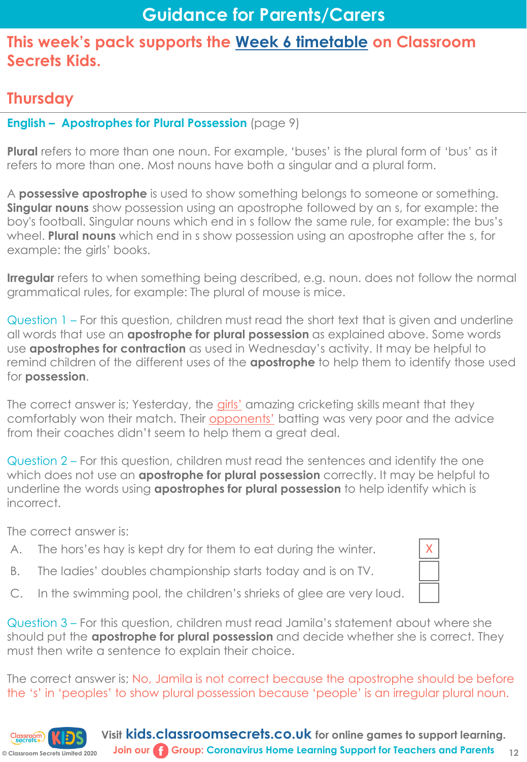# Guidance for Parents/Carers

## This week's pack supports the Week 6 timetable on Classroom Secrets Kids.

## Thursday

**English – Apostrophes for Plural Possession** (page 9)

**Plural** refers to more than one noun. For example, 'buses' is the plural form of 'bus' as it refers to more than one. Most nouns have both a singular and a plural form.

A **possessive apostrophe** is used to show something belongs to someone or something. **Singular nouns** show possession using an apostrophe followed by an s, for example: the boy's football. Singular nouns which end in s follow the same rule, for example: the bus's wheel. **Plural nouns** which end in s show possession using an apostrophe after the s, for example: the girls' books.

**Irregular** refers to when something being described, e.g. noun. does not follow the normal grammatical rules, for example: The plural of mouse is mice.

Question 1 – For this question, children must read the short text that is given and underline all words that use an **apostrophe for plural possession** as explained above. Some words use **apostrophes for contraction** as used in Wednesday's activity. It may be helpful to remind children of the different uses of the **apostrophe** to help them to identify those used for **possession**.

The correct answer is; Yesterday, the <u>girls'</u> amazing cricketing skills meant that they comfortably won their match. Their <u>opponents'</u> batting was very poor and the advice from their coaches didn't seem to help them a great deal.

Question 2 – For this question, children must read the sentences and identify the one which does not use an **apostrophe for plural possession** correctly. It may be helpful to underline the words using **apostrophes for plural possession** to help identify which is incorrect.

The correct answer is:

| | | |
|---|---|---|
| A. | The hors'es hay is kept dry for them to eat during the winter. | X |
| B. | The ladies' doubles championship starts today and is on TV. | |
| C. | In the swimming pool, the children's shrieks of glee are very loud. | |

Question 3 – For this question, children must read Jamila's statement about where she should put the **apostrophe for plural possession** and decide whether she is correct. They must then write a sentence to explain their choice.

The correct answer is; No, Jamila is not correct because the apostrophe should be before the 's' in 'peoples' to show plural possession because 'people' is an irregular plural noun.

Visit **kids.classroomsecrets.co.uk** for online games to support learning.
Join our Group: Coronavirus Home Learning Support for Teachers and Parents

© Classroom Secrets Limited 2020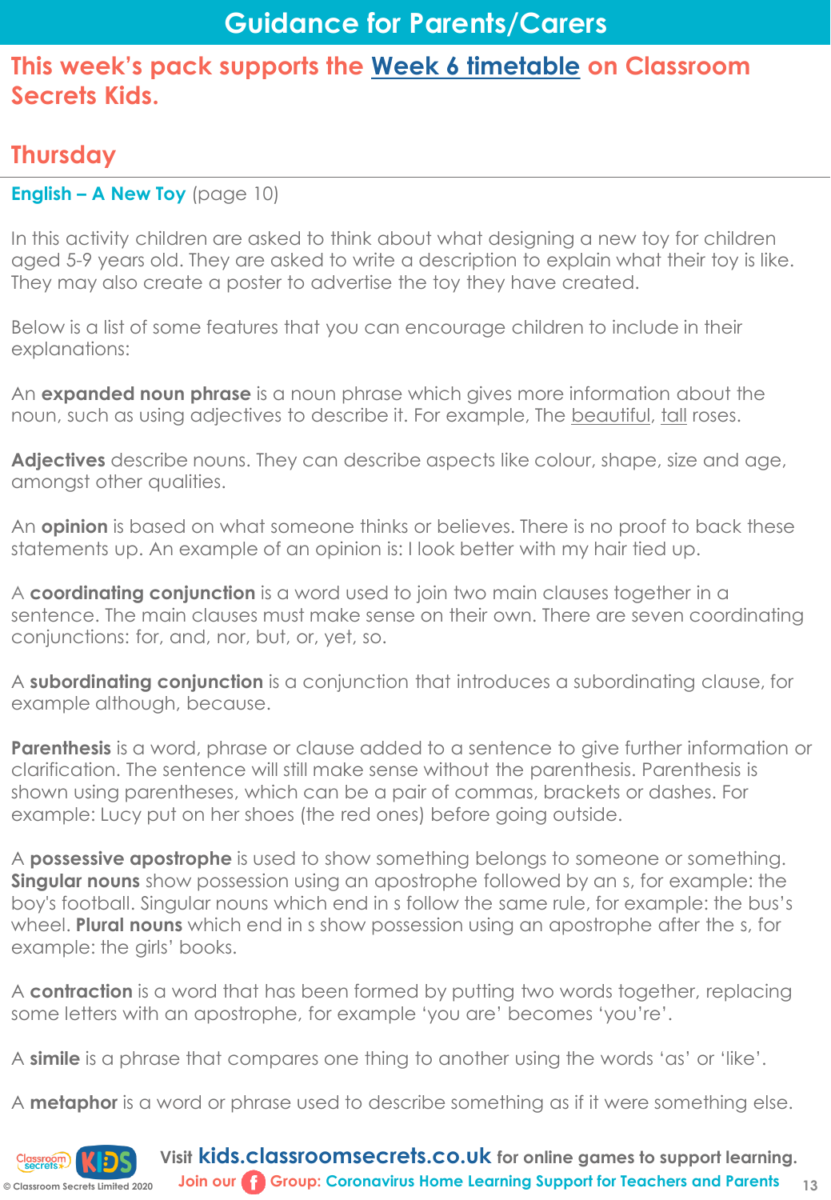# Guidance for Parents/Carers

## This week's pack supports the Week 6 timetable on Classroom Secrets Kids.

## Thursday

**English – A New Toy** (page 10)

In this activity children are asked to think about what designing a new toy for children aged 5-9 years old. They are asked to write a description to explain what their toy is like. They may also create a poster to advertise the toy they have created.

Below is a list of some features that you can encourage children to include in their explanations:

An **expanded noun phrase** is a noun phrase which gives more information about the noun, such as using adjectives to describe it. For example, The <u>beautiful</u>, <u>tall</u> roses.

**Adjectives** describe nouns. They can describe aspects like colour, shape, size and age, amongst other qualities.

An **opinion** is based on what someone thinks or believes. There is no proof to back these statements up. An example of an opinion is: I look better with my hair tied up.

A **coordinating conjunction** is a word used to join two main clauses together in a sentence. The main clauses must make sense on their own. There are seven coordinating conjunctions: for, and, nor, but, or, yet, so.

A **subordinating conjunction** is a conjunction that introduces a subordinating clause, for example although, because.

**Parenthesis** is a word, phrase or clause added to a sentence to give further information or clarification. The sentence will still make sense without the parenthesis. Parenthesis is shown using parentheses, which can be a pair of commas, brackets or dashes. For example: Lucy put on her shoes (the red ones) before going outside.

A **possessive apostrophe** is used to show something belongs to someone or something. **Singular nouns** show possession using an apostrophe followed by an s, for example: the boy's football. Singular nouns which end in s follow the same rule, for example: the bus's wheel. **Plural nouns** which end in s show possession using an apostrophe after the s, for example: the girls' books.

A **contraction** is a word that has been formed by putting two words together, replacing some letters with an apostrophe, for example 'you are' becomes 'you're'.

A **simile** is a phrase that compares one thing to another using the words 'as' or 'like'.

A **metaphor** is a word or phrase used to describe something as if it were something else.

Visit **kids.classroomsecrets.co.uk** for online games to support learning.
Join our Group: Coronavirus Home Learning Support for Teachers and Parents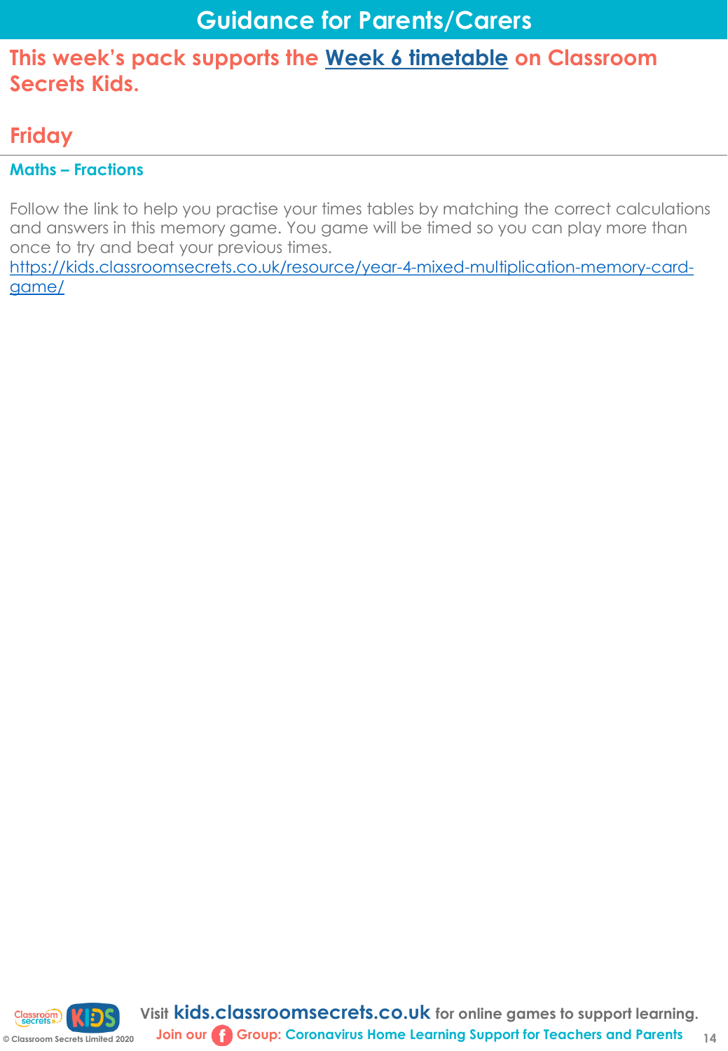# Guidance for Parents/Carers

## This week's pack supports the [Week 6 timetable]() on Classroom Secrets Kids.

## Friday

### Maths – Fractions

Follow the link to help you practise your times tables by matching the correct calculations and answers in this memory game. You game will be timed so you can play more than once to try and beat your previous times.
https://kids.classroomsecrets.co.uk/resource/year-4-mixed-multiplication-memory-card-game/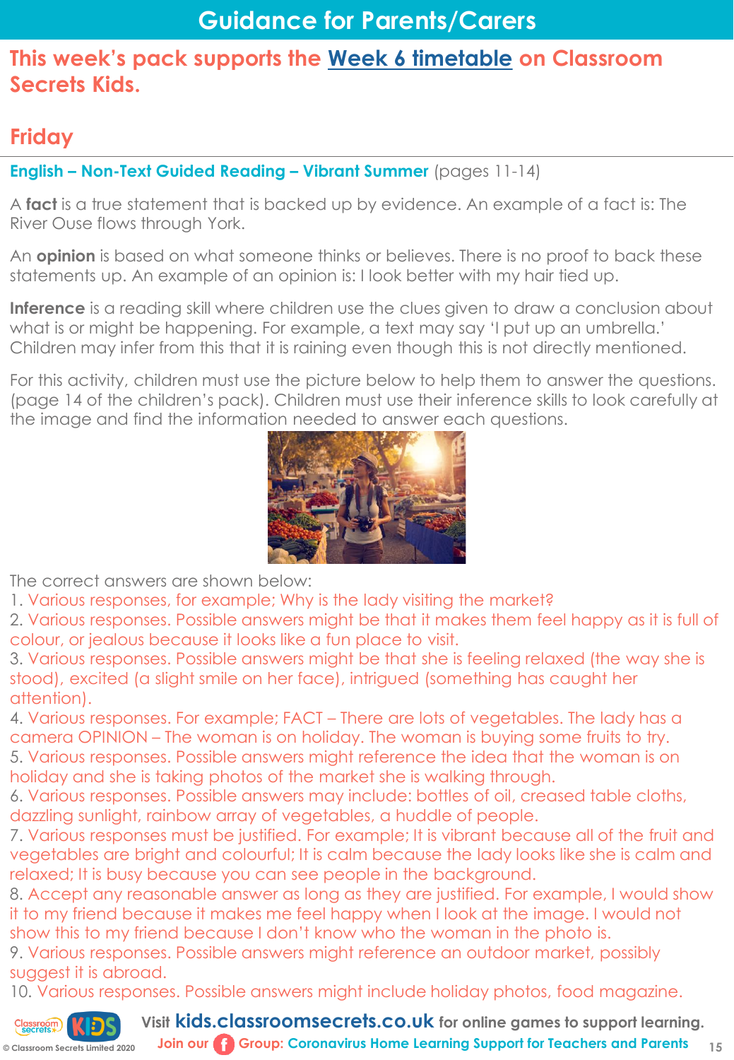# Guidance for Parents/Carers

## This week's pack supports the Week 6 timetable on Classroom Secrets Kids.

## Friday

**English – Non-Text Guided Reading – Vibrant Summer** (pages 11-14)

A **fact** is a true statement that is backed up by evidence. An example of a fact is: The River Ouse flows through York.

An **opinion** is based on what someone thinks or believes. There is no proof to back these statements up. An example of an opinion is: I look better with my hair tied up.

**Inference** is a reading skill where children use the clues given to draw a conclusion about what is or might be happening. For example, a text may say 'I put up an umbrella.' Children may infer from this that it is raining even though this is not directly mentioned.

For this activity, children must use the picture below to help them to answer the questions. (page 14 of the children's pack). Children must use their inference skills to look carefully at the image and find the information needed to answer each questions.

The correct answers are shown below:

1. Various responses, for example; Why is the lady visiting the market?
2. Various responses. Possible answers might be that it makes them feel happy as it is full of colour, or jealous because it looks like a fun place to visit.
3. Various responses. Possible answers might be that she is feeling relaxed (the way she is stood), excited (a slight smile on her face), intrigued (something has caught her attention).
4. Various responses. For example; FACT – There are lots of vegetables. The lady has a camera OPINION – The woman is on holiday. The woman is buying some fruits to try.
5. Various responses. Possible answers might reference the idea that the woman is on holiday and she is taking photos of the market she is walking through.
6. Various responses. Possible answers may include: bottles of oil, creased table cloths, dazzling sunlight, rainbow array of vegetables, a huddle of people.
7. Various responses must be justified. For example; It is vibrant because all of the fruit and vegetables are bright and colourful; It is calm because the lady looks like she is calm and relaxed; It is busy because you can see people in the background.
8. Accept any reasonable answer as long as they are justified. For example, I would show it to my friend because it makes me feel happy when I look at the image. I would not show this to my friend because I don't know who the woman in the photo is.
9. Various responses. Possible answers might reference an outdoor market, possibly suggest it is abroad.
10. Various responses. Possible answers might include holiday photos, food magazine.

Visit **kids.classroomsecrets.co.uk** for online games to support learning.

Join our Group: Coronavirus Home Learning Support for Teachers and Parents

© Classroom Secrets Limited 2020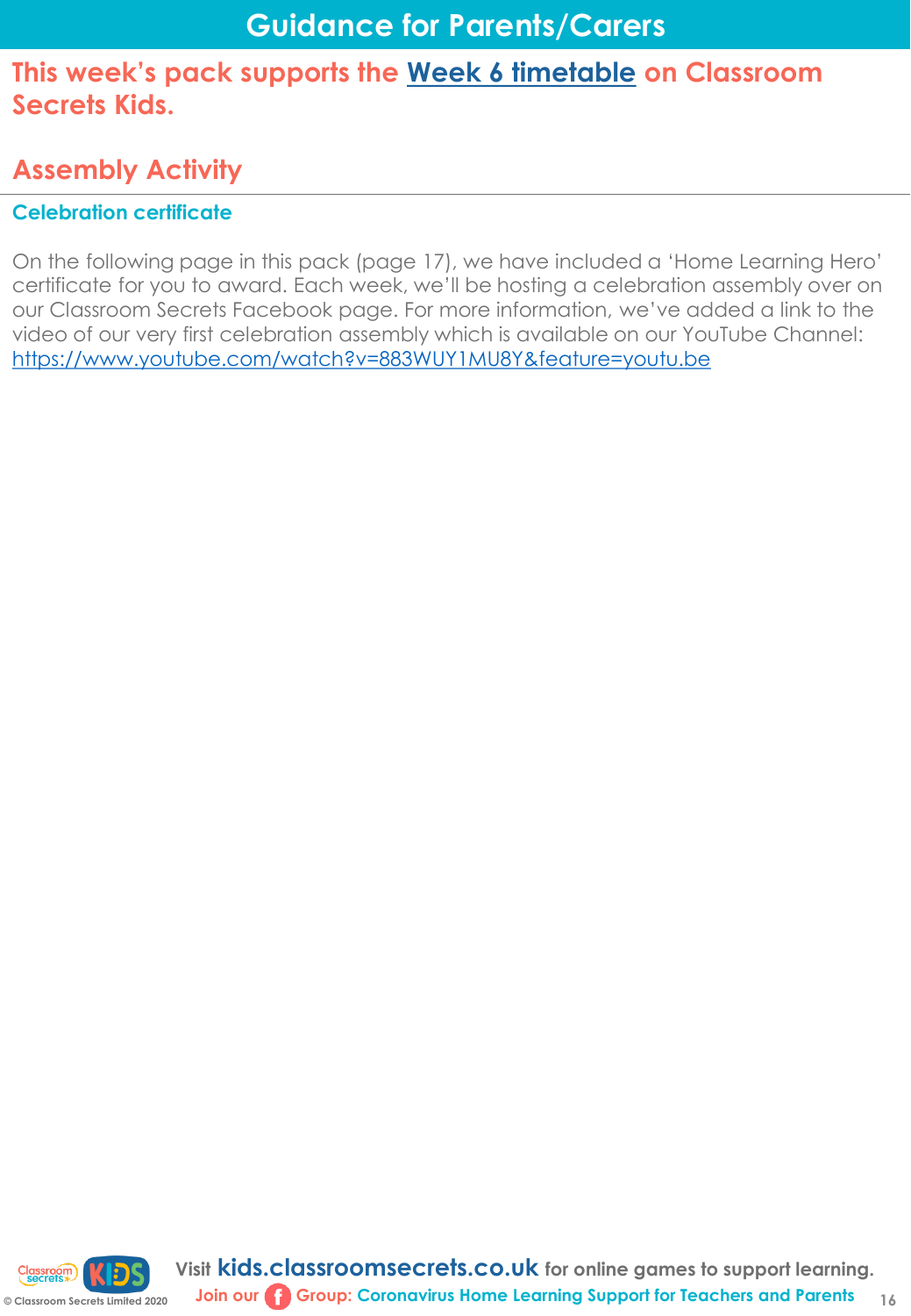# Guidance for Parents/Carers

## This week's pack supports the Week 6 timetable on Classroom Secrets Kids.

## Assembly Activity

### Celebration certificate

On the following page in this pack (page 17), we have included a 'Home Learning Hero' certificate for you to award. Each week, we'll be hosting a celebration assembly over on our Classroom Secrets Facebook page. For more information, we've added a link to the video of our very first celebration assembly which is available on our YouTube Channel: https://www.youtube.com/watch?v=883WUY1MU8Y&feature=youtu.be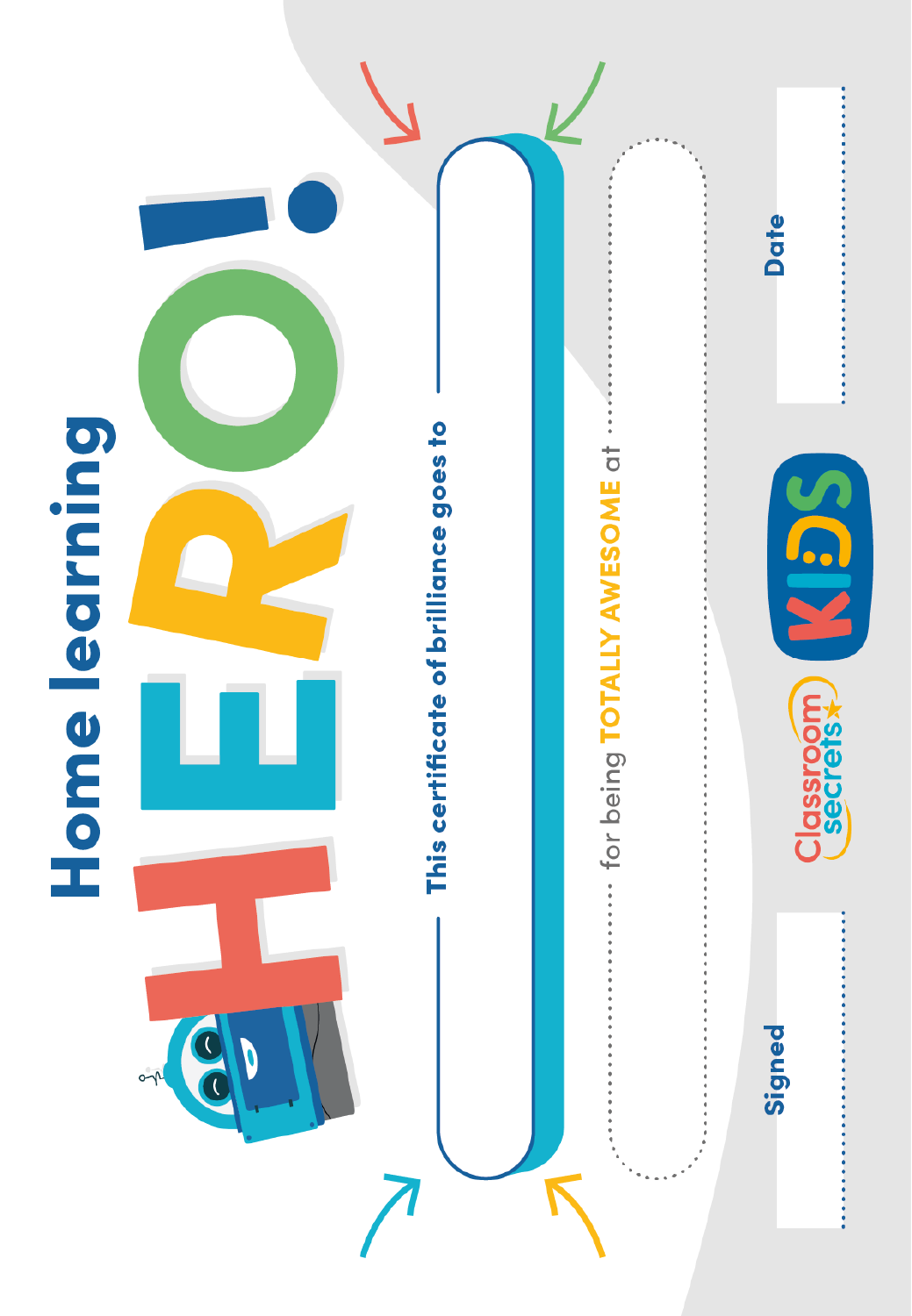# Home learning HERO!

This certificate of brilliance goes to

for being **TOTALLY AWESOME** at

Signed

Date

Classroom secrets KIDS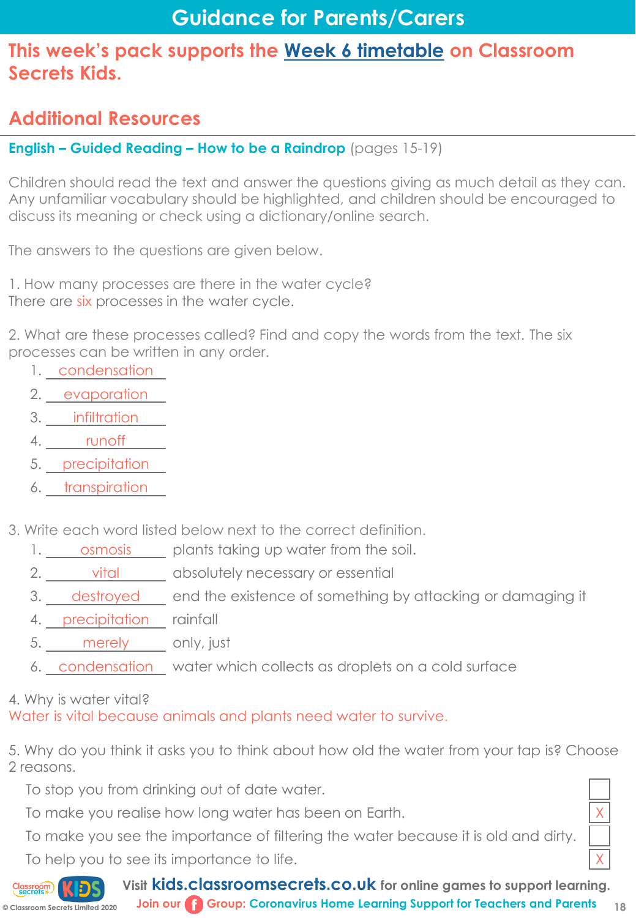# Guidance for Parents/Carers

## This week's pack supports the Week 6 timetable on Classroom Secrets Kids.

## Additional Resources

**English – Guided Reading – How to be a Raindrop** (pages 15-19)

Children should read the text and answer the questions giving as much detail as they can. Any unfamiliar vocabulary should be highlighted, and children should be encouraged to discuss its meaning or check using a dictionary/online search.

The answers to the questions are given below.

1. How many processes are there in the water cycle?
There are six processes in the water cycle.

2. What are these processes called? Find and copy the words from the text. The six processes can be written in any order.
   1. condensation
   2. evaporation
   3. infiltration
   4. runoff
   5. precipitation
   6. transpiration

3. Write each word listed below next to the correct definition.
   1. osmosis — plants taking up water from the soil.
   2. vital — absolutely necessary or essential
   3. destroyed — end the existence of something by attacking or damaging it
   4. precipitation — rainfall
   5. merely — only, just
   6. condensation — water which collects as droplets on a cold surface

4. Why is water vital?
Water is vital because animals and plants need water to survive.

5. Why do you think it asks you to think about how old the water from your tap is? Choose 2 reasons.

| | |
|---|---|
| To stop you from drinking out of date water. | |
| To make you realise how long water has been on Earth. | X |
| To make you see the importance of filtering the water because it is old and dirty. | |
| To help you to see its importance to life. | X |

Visit **kids.classroomsecrets.co.uk** for online games to support learning.

Join our Group: Coronavirus Home Learning Support for Teachers and Parents

© Classroom Secrets Limited 2020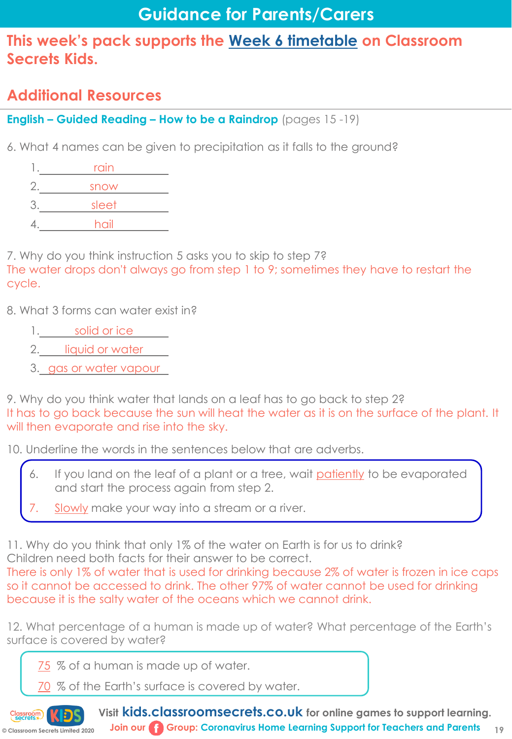# Guidance for Parents/Carers

## This week's pack supports the Week 6 timetable on Classroom Secrets Kids.

## Additional Resources

**English – Guided Reading – How to be a Raindrop** (pages 15 -19)

6. What 4 names can be given to precipitation as it falls to the ground?

   1. rain
   2. snow
   3. sleet
   4. hail

7. Why do you think instruction 5 asks you to skip to step 7?

The water drops don't always go from step 1 to 9; sometimes they have to restart the cycle.

8. What 3 forms can water exist in?

   1. solid or ice
   2. liquid or water
   3. gas or water vapour

9. Why do you think water that lands on a leaf has to go back to step 2?

It has to go back because the sun will heat the water as it is on the surface of the plant. It will then evaporate and rise into the sky.

10. Underline the words in the sentences below that are adverbs.

> 6. If you land on the leaf of a plant or a tree, wait <u>patiently</u> to be evaporated and start the process again from step 2.
>
> 7. <u>Slowly</u> make your way into a stream or a river.

11. Why do you think that only 1% of the water on Earth is for us to drink?
Children need both facts for their answer to be correct.

There is only 1% of water that is used for drinking because 2% of water is frozen in ice caps so it cannot be accessed to drink. The other 97% of water cannot be used for drinking because it is the salty water of the oceans which we cannot drink.

12. What percentage of a human is made up of water? What percentage of the Earth's surface is covered by water?

> <u>75</u> % of a human is made up of water.
>
> <u>70</u> % of the Earth's surface is covered by water.

Visit **kids.classroomsecrets.co.uk** for online games to support learning.

Join our Group: Coronavirus Home Learning Support for Teachers and Parents

© Classroom Secrets Limited 2020